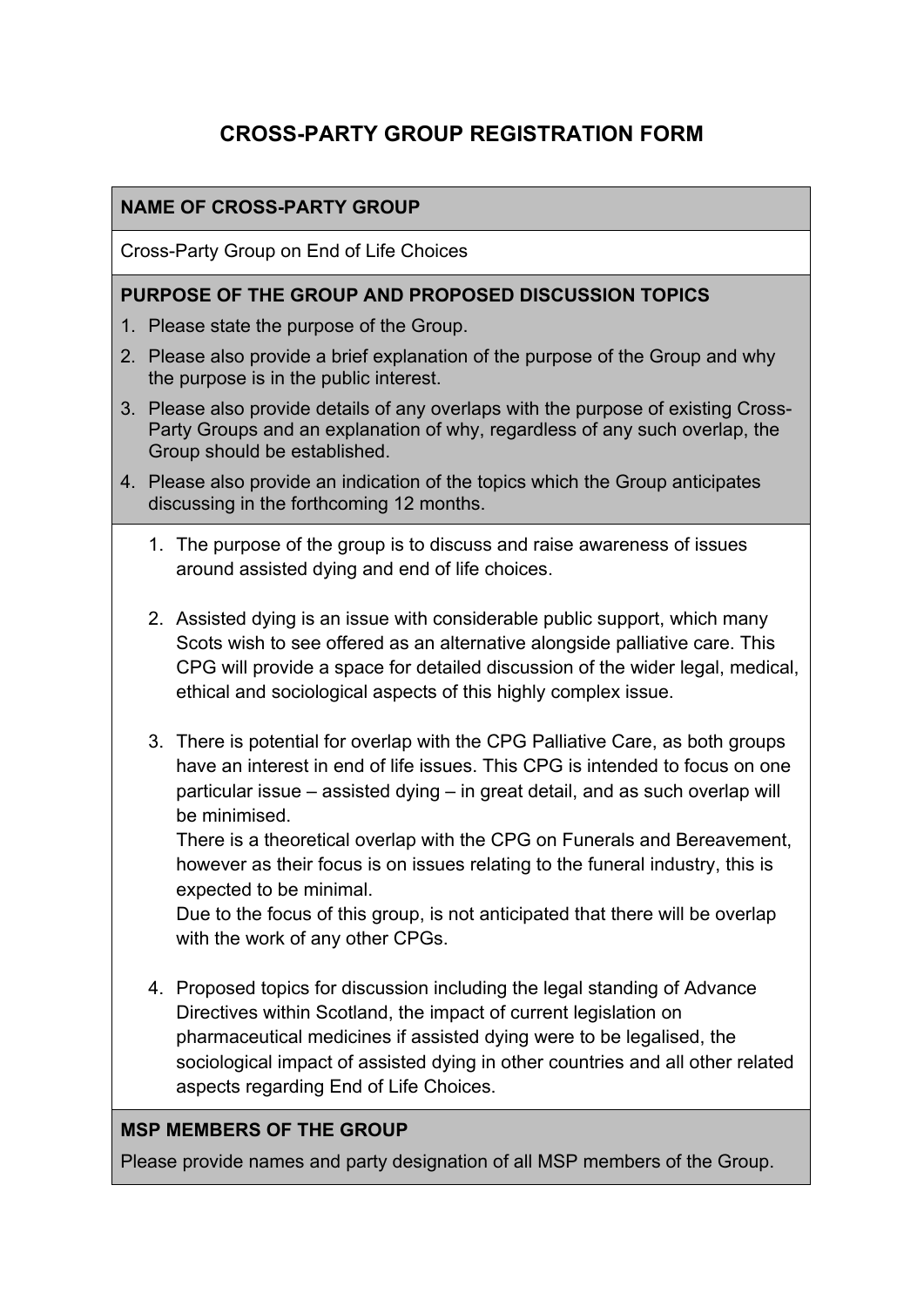# CROSS-PARTY GROUP REGISTRATION FORM

## NAME OF CROSS-PARTY GROUP

Cross-Party Group on End of Life Choices

## PURPOSE OF THE GROUP AND PROPOSED DISCUSSION TOPICS

1. Please state the purpose of the Group.
2. Please also provide a brief explanation of the purpose of the Group and why the purpose is in the public interest.
3. Please also provide details of any overlaps with the purpose of existing Cross-Party Groups and an explanation of why, regardless of any such overlap, the Group should be established.
4. Please also provide an indication of the topics which the Group anticipates discussing in the forthcoming 12 months.

1. The purpose of the group is to discuss and raise awareness of issues around assisted dying and end of life choices.

2. Assisted dying is an issue with considerable public support, which many Scots wish to see offered as an alternative alongside palliative care. This CPG will provide a space for detailed discussion of the wider legal, medical, ethical and sociological aspects of this highly complex issue.

3. There is potential for overlap with the CPG Palliative Care, as both groups have an interest in end of life issues. This CPG is intended to focus on one particular issue – assisted dying – in great detail, and as such overlap will be minimised.
   There is a theoretical overlap with the CPG on Funerals and Bereavement, however as their focus is on issues relating to the funeral industry, this is expected to be minimal.
   Due to the focus of this group, is not anticipated that there will be overlap with the work of any other CPGs.

4. Proposed topics for discussion including the legal standing of Advance Directives within Scotland, the impact of current legislation on pharmaceutical medicines if assisted dying were to be legalised, the sociological impact of assisted dying in other countries and all other related aspects regarding End of Life Choices.

## MSP MEMBERS OF THE GROUP

Please provide names and party designation of all MSP members of the Group.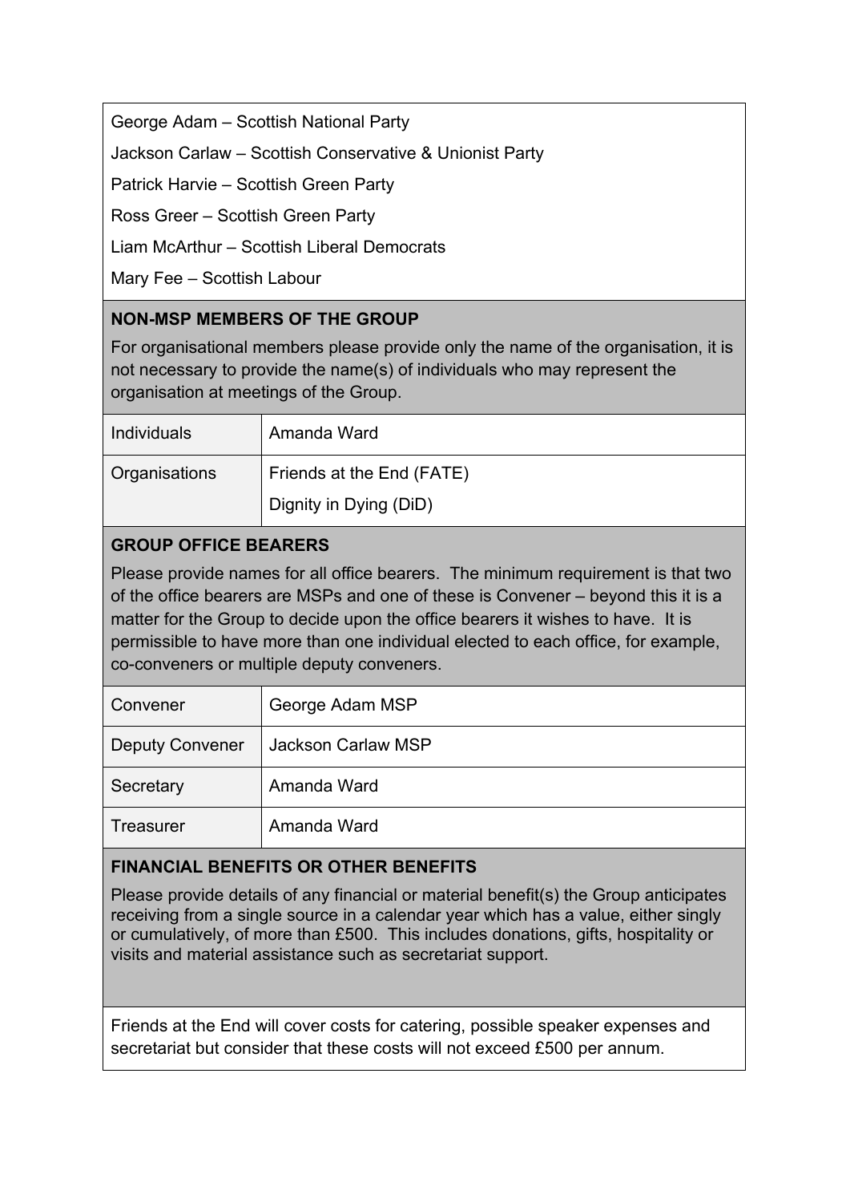George Adam – Scottish National Party

Jackson Carlaw – Scottish Conservative & Unionist Party

Patrick Harvie – Scottish Green Party

Ross Greer – Scottish Green Party

Liam McArthur – Scottish Liberal Democrats

Mary Fee – Scottish Labour

### NON-MSP MEMBERS OF THE GROUP

For organisational members please provide only the name of the organisation, it is not necessary to provide the name(s) of individuals who may represent the organisation at meetings of the Group.

| | |
|---|---|
| Individuals | Amanda Ward |
| Organisations | Friends at the End (FATE)<br>Dignity in Dying (DiD) |

### GROUP OFFICE BEARERS

Please provide names for all office bearers. The minimum requirement is that two of the office bearers are MSPs and one of these is Convener – beyond this it is a matter for the Group to decide upon the office bearers it wishes to have. It is permissible to have more than one individual elected to each office, for example, co-conveners or multiple deputy conveners.

| | |
|---|---|
| Convener | George Adam MSP |
| Deputy Convener | Jackson Carlaw MSP |
| Secretary | Amanda Ward |
| Treasurer | Amanda Ward |

### FINANCIAL BENEFITS OR OTHER BENEFITS

Please provide details of any financial or material benefit(s) the Group anticipates receiving from a single source in a calendar year which has a value, either singly or cumulatively, of more than £500. This includes donations, gifts, hospitality or visits and material assistance such as secretariat support.

Friends at the End will cover costs for catering, possible speaker expenses and secretariat but consider that these costs will not exceed £500 per annum.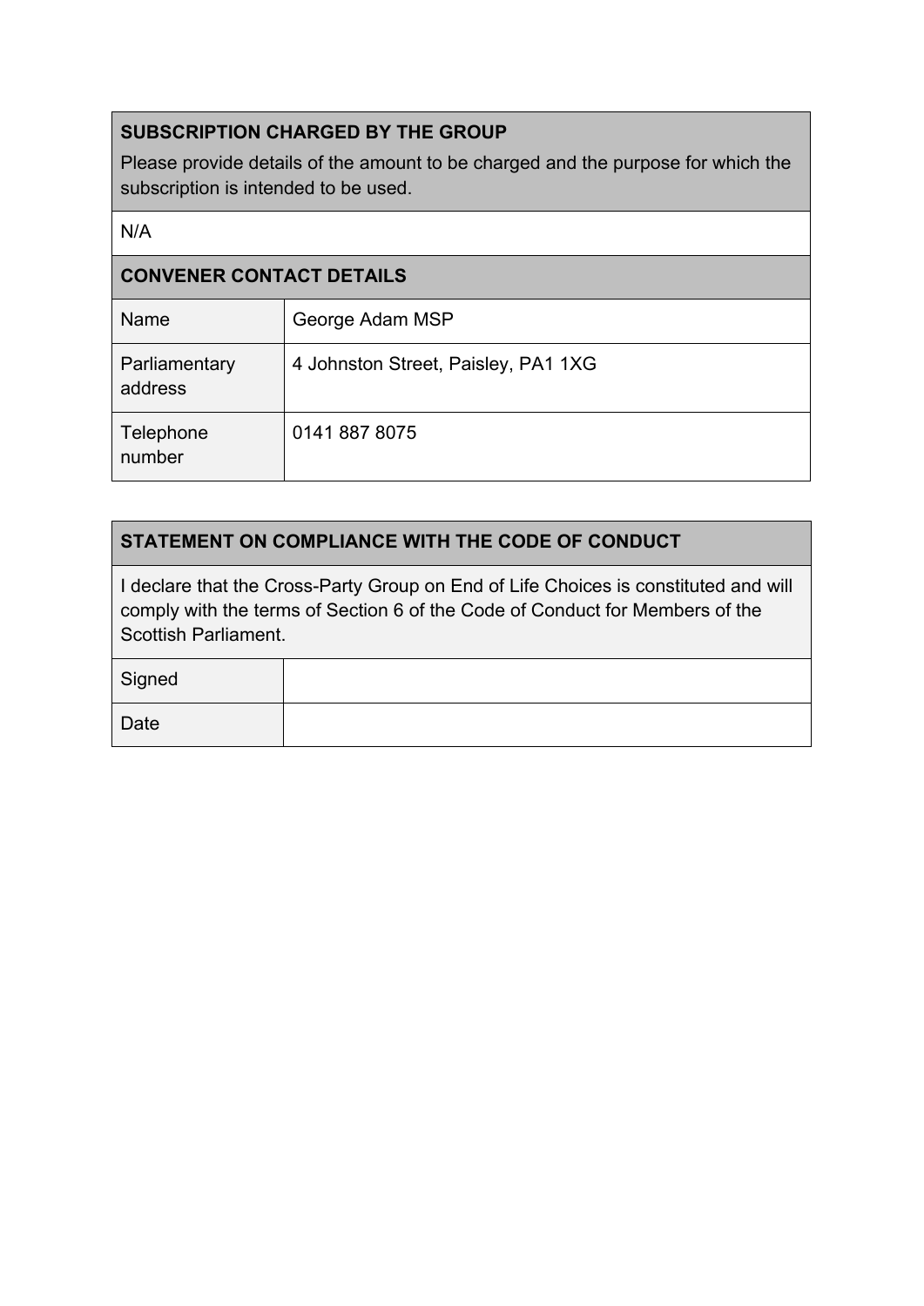| **SUBSCRIPTION CHARGED BY THE GROUP**<br>Please provide details of the amount to be charged and the purpose for which the subscription is intended to be used. |
|---|
| N/A |

| **CONVENER CONTACT DETAILS** | |
|---|---|
| Name | George Adam MSP |
| Parliamentary address | 4 Johnston Street, Paisley, PA1 1XG |
| Telephone number | 0141 887 8075 |

| **STATEMENT ON COMPLIANCE WITH THE CODE OF CONDUCT** | |
|---|---|
| I declare that the Cross-Party Group on End of Life Choices is constituted and will comply with the terms of Section 6 of the Code of Conduct for Members of the Scottish Parliament. | |
| Signed | |
| Date | |